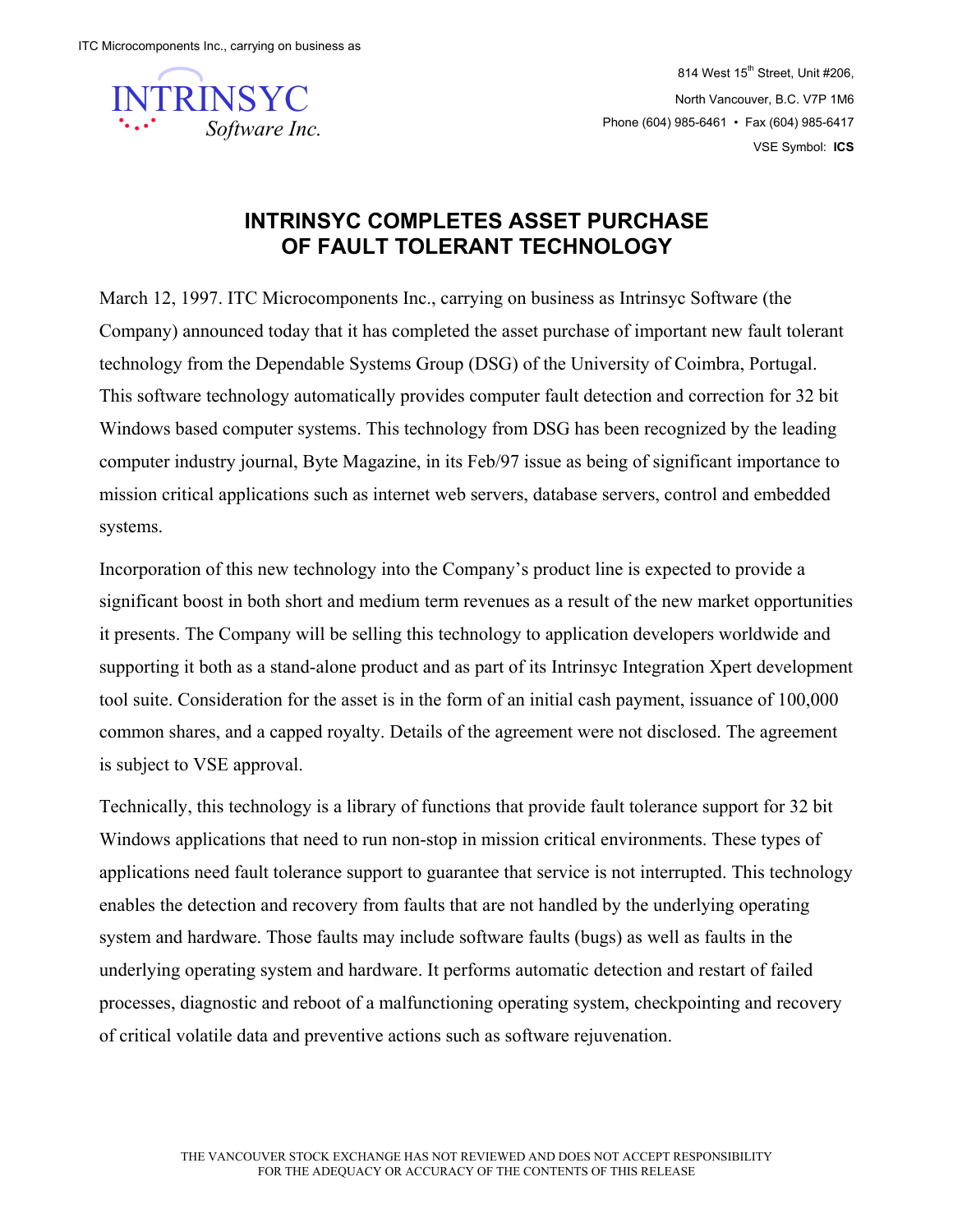ITC Microcomponents Inc., carrying on business as

INTRINSYC Software Inc.

814 West 15th Street, Unit #206,
North Vancouver, B.C. V7P 1M6
Phone (604) 985-6461 • Fax (604) 985-6417
VSE Symbol: **ICS**

# INTRINSYC COMPLETES ASSET PURCHASE OF FAULT TOLERANT TECHNOLOGY

March 12, 1997. ITC Microcomponents Inc., carrying on business as Intrinsyc Software (the Company) announced today that it has completed the asset purchase of important new fault tolerant technology from the Dependable Systems Group (DSG) of the University of Coimbra, Portugal. This software technology automatically provides computer fault detection and correction for 32 bit Windows based computer systems. This technology from DSG has been recognized by the leading computer industry journal, Byte Magazine, in its Feb/97 issue as being of significant importance to mission critical applications such as internet web servers, database servers, control and embedded systems.

Incorporation of this new technology into the Company's product line is expected to provide a significant boost in both short and medium term revenues as a result of the new market opportunities it presents. The Company will be selling this technology to application developers worldwide and supporting it both as a stand-alone product and as part of its Intrinsyc Integration Xpert development tool suite. Consideration for the asset is in the form of an initial cash payment, issuance of 100,000 common shares, and a capped royalty. Details of the agreement were not disclosed. The agreement is subject to VSE approval.

Technically, this technology is a library of functions that provide fault tolerance support for 32 bit Windows applications that need to run non-stop in mission critical environments. These types of applications need fault tolerance support to guarantee that service is not interrupted. This technology enables the detection and recovery from faults that are not handled by the underlying operating system and hardware. Those faults may include software faults (bugs) as well as faults in the underlying operating system and hardware. It performs automatic detection and restart of failed processes, diagnostic and reboot of a malfunctioning operating system, checkpointing and recovery of critical volatile data and preventive actions such as software rejuvenation.

THE VANCOUVER STOCK EXCHANGE HAS NOT REVIEWED AND DOES NOT ACCEPT RESPONSIBILITY FOR THE ADEQUACY OR ACCURACY OF THE CONTENTS OF THIS RELEASE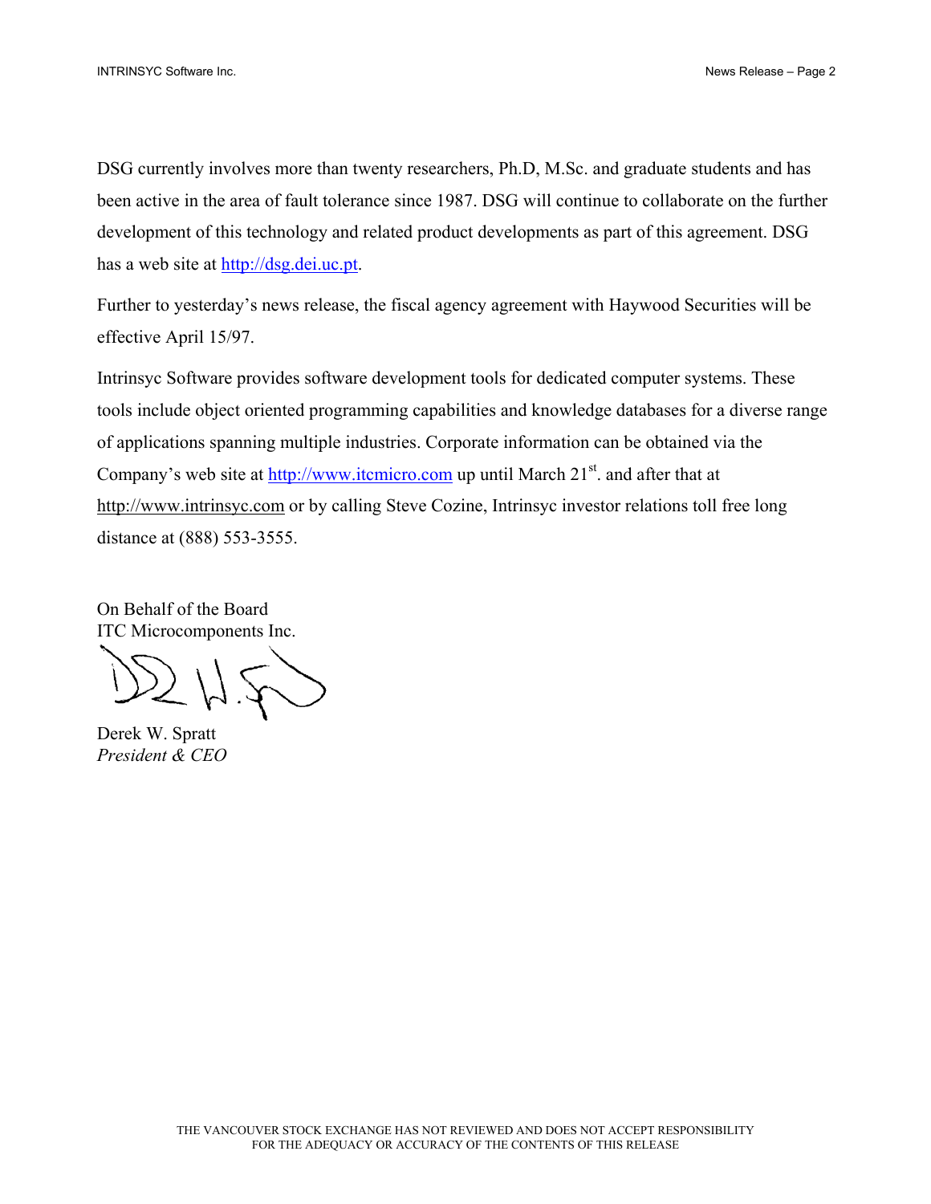DSG currently involves more than twenty researchers, Ph.D, M.Sc. and graduate students and has been active in the area of fault tolerance since 1987. DSG will continue to collaborate on the further development of this technology and related product developments as part of this agreement. DSG has a web site at http://dsg.dei.uc.pt.

Further to yesterday's news release, the fiscal agency agreement with Haywood Securities will be effective April 15/97.

Intrinsyc Software provides software development tools for dedicated computer systems. These tools include object oriented programming capabilities and knowledge databases for a diverse range of applications spanning multiple industries. Corporate information can be obtained via the Company's web site at http://www.itcmicro.com up until March 21st. and after that at http://www.intrinsyc.com or by calling Steve Cozine, Intrinsyc investor relations toll free long distance at (888) 553-3555.

On Behalf of the Board
ITC Microcomponents Inc.

Derek W. Spratt
*President & CEO*

THE VANCOUVER STOCK EXCHANGE HAS NOT REVIEWED AND DOES NOT ACCEPT RESPONSIBILITY FOR THE ADEQUACY OR ACCURACY OF THE CONTENTS OF THIS RELEASE